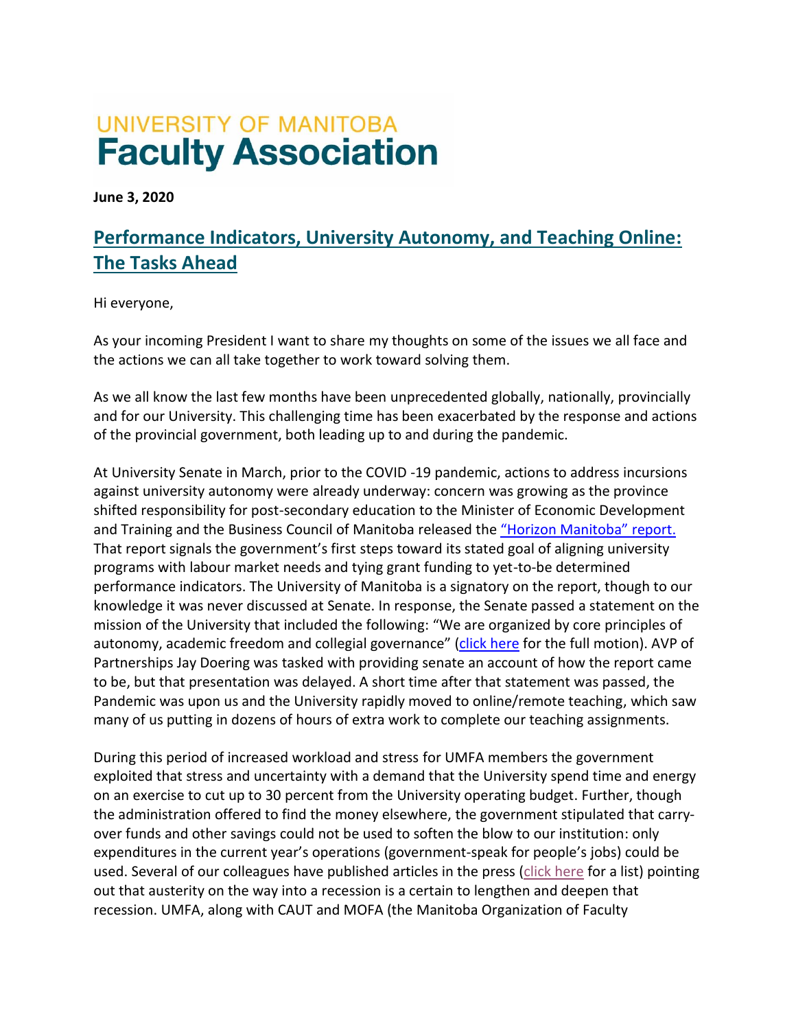UNIVERSITY OF MANITOBA
**Faculty Association**

**June 3, 2020**

## Performance Indicators, University Autonomy, and Teaching Online: The Tasks Ahead

Hi everyone,

As your incoming President I want to share my thoughts on some of the issues we all face and the actions we can all take together to work toward solving them.

As we all know the last few months have been unprecedented globally, nationally, provincially and for our University. This challenging time has been exacerbated by the response and actions of the provincial government, both leading up to and during the pandemic.

At University Senate in March, prior to the COVID -19 pandemic, actions to address incursions against university autonomy were already underway: concern was growing as the province shifted responsibility for post-secondary education to the Minister of Economic Development and Training and the Business Council of Manitoba released the "Horizon Manitoba" report. That report signals the government's first steps toward its stated goal of aligning university programs with labour market needs and tying grant funding to yet-to-be determined performance indicators. The University of Manitoba is a signatory on the report, though to our knowledge it was never discussed at Senate. In response, the Senate passed a statement on the mission of the University that included the following: "We are organized by core principles of autonomy, academic freedom and collegial governance" (click here for the full motion). AVP of Partnerships Jay Doering was tasked with providing senate an account of how the report came to be, but that presentation was delayed. A short time after that statement was passed, the Pandemic was upon us and the University rapidly moved to online/remote teaching, which saw many of us putting in dozens of hours of extra work to complete our teaching assignments.

During this period of increased workload and stress for UMFA members the government exploited that stress and uncertainty with a demand that the University spend time and energy on an exercise to cut up to 30 percent from the University operating budget. Further, though the administration offered to find the money elsewhere, the government stipulated that carry-over funds and other savings could not be used to soften the blow to our institution: only expenditures in the current year's operations (government-speak for people's jobs) could be used. Several of our colleagues have published articles in the press (click here for a list) pointing out that austerity on the way into a recession is a certain to lengthen and deepen that recession. UMFA, along with CAUT and MOFA (the Manitoba Organization of Faculty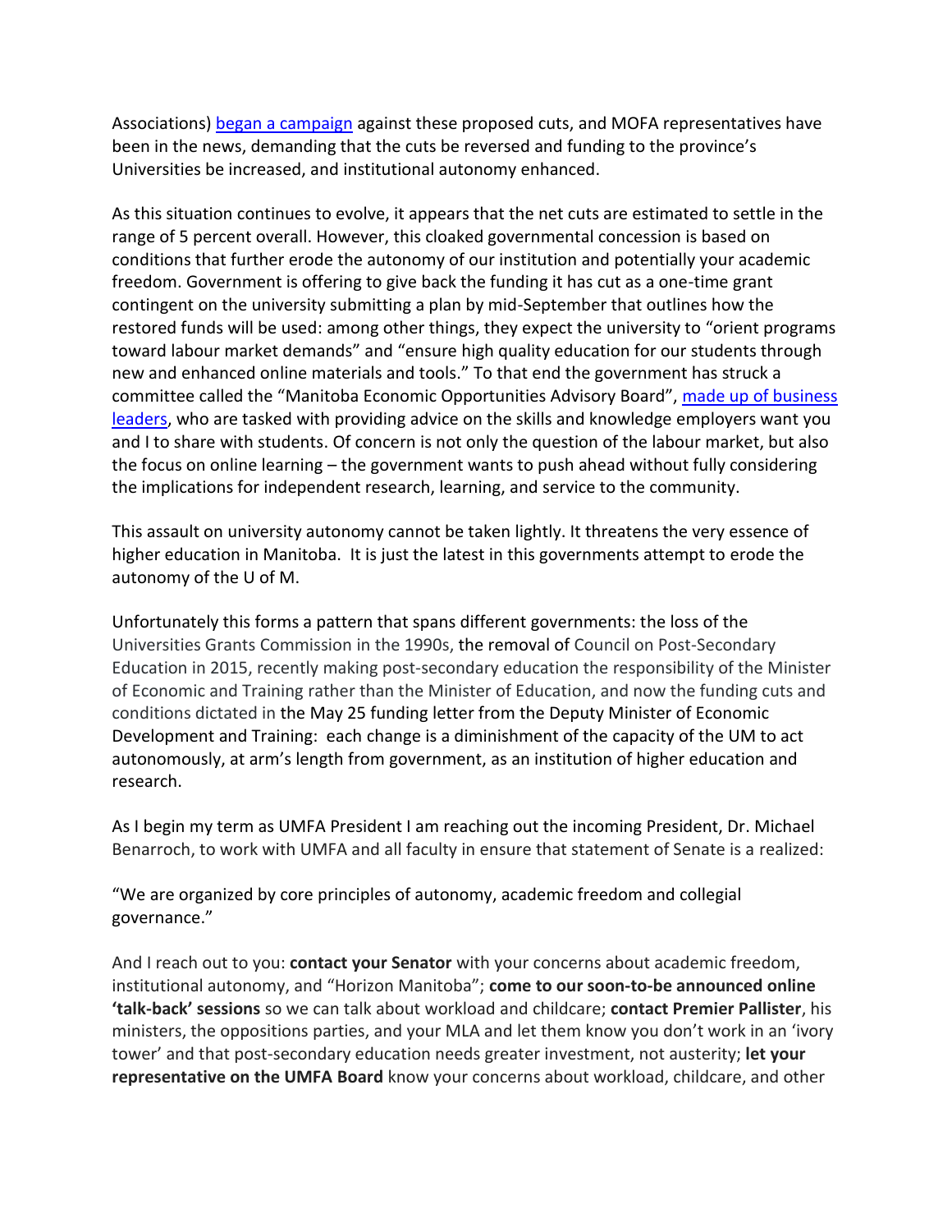Associations) [began a campaign] against these proposed cuts, and MOFA representatives have been in the news, demanding that the cuts be reversed and funding to the province's Universities be increased, and institutional autonomy enhanced.

As this situation continues to evolve, it appears that the net cuts are estimated to settle in the range of 5 percent overall. However, this cloaked governmental concession is based on conditions that further erode the autonomy of our institution and potentially your academic freedom. Government is offering to give back the funding it has cut as a one-time grant contingent on the university submitting a plan by mid-September that outlines how the restored funds will be used: among other things, they expect the university to "orient programs toward labour market demands" and "ensure high quality education for our students through new and enhanced online materials and tools." To that end the government has struck a committee called the "Manitoba Economic Opportunities Advisory Board", [made up of business leaders], who are tasked with providing advice on the skills and knowledge employers want you and I to share with students. Of concern is not only the question of the labour market, but also the focus on online learning – the government wants to push ahead without fully considering the implications for independent research, learning, and service to the community.

This assault on university autonomy cannot be taken lightly. It threatens the very essence of higher education in Manitoba. It is just the latest in this governments attempt to erode the autonomy of the U of M.

Unfortunately this forms a pattern that spans different governments: the loss of the Universities Grants Commission in the 1990s, the removal of Council on Post-Secondary Education in 2015, recently making post-secondary education the responsibility of the Minister of Economic and Training rather than the Minister of Education, and now the funding cuts and conditions dictated in the May 25 funding letter from the Deputy Minister of Economic Development and Training: each change is a diminishment of the capacity of the UM to act autonomously, at arm's length from government, as an institution of higher education and research.

As I begin my term as UMFA President I am reaching out the incoming President, Dr. Michael Benarroch, to work with UMFA and all faculty in ensure that statement of Senate is a realized:

"We are organized by core principles of autonomy, academic freedom and collegial governance."

And I reach out to you: **contact your Senator** with your concerns about academic freedom, institutional autonomy, and "Horizon Manitoba"; **come to our soon-to-be announced online 'talk-back' sessions** so we can talk about workload and childcare; **contact Premier Pallister**, his ministers, the oppositions parties, and your MLA and let them know you don't work in an 'ivory tower' and that post-secondary education needs greater investment, not austerity; **let your representative on the UMFA Board** know your concerns about workload, childcare, and other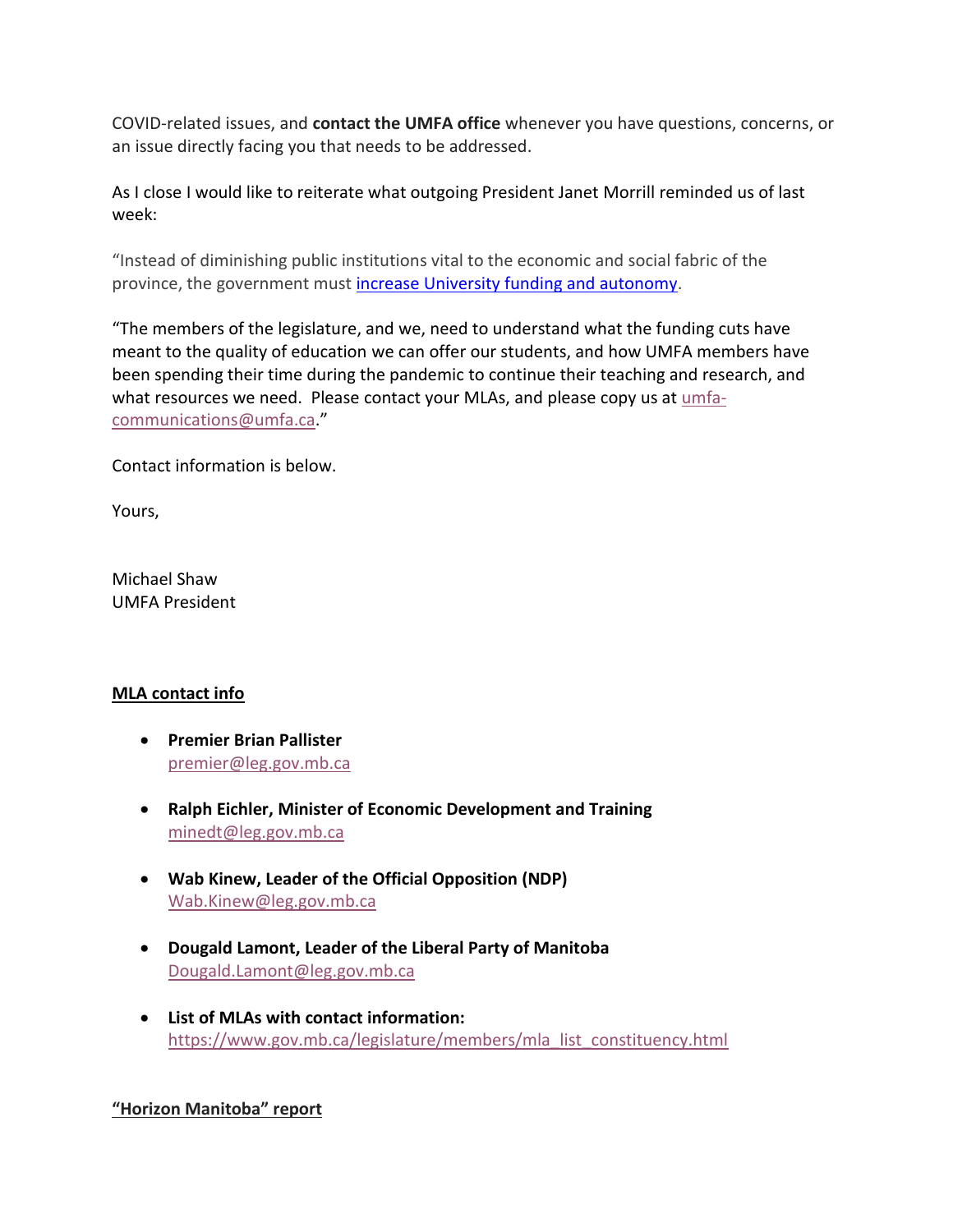COVID-related issues, and **contact the UMFA office** whenever you have questions, concerns, or an issue directly facing you that needs to be addressed.

As I close I would like to reiterate what outgoing President Janet Morrill reminded us of last week:

"Instead of diminishing public institutions vital to the economic and social fabric of the province, the government must [increase University funding and autonomy](#).

"The members of the legislature, and we, need to understand what the funding cuts have meant to the quality of education we can offer our students, and how UMFA members have been spending their time during the pandemic to continue their teaching and research, and what resources we need. Please contact your MLAs, and please copy us at umfa-communications@umfa.ca."

Contact information is below.

Yours,

Michael Shaw
UMFA President

**MLA contact info**

- **Premier Brian Pallister**
  premier@leg.gov.mb.ca

- **Ralph Eichler, Minister of Economic Development and Training**
  minedt@leg.gov.mb.ca

- **Wab Kinew, Leader of the Official Opposition (NDP)**
  Wab.Kinew@leg.gov.mb.ca

- **Dougald Lamont, Leader of the Liberal Party of Manitoba**
  Dougald.Lamont@leg.gov.mb.ca

- **List of MLAs with contact information:**
  https://www.gov.mb.ca/legislature/members/mla_list_constituency.html

**"Horizon Manitoba" report**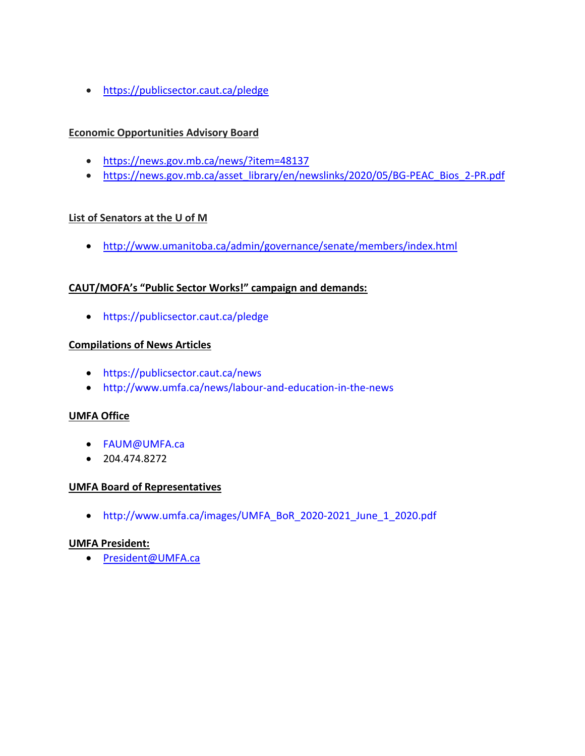- https://publicsector.caut.ca/pledge

**Economic Opportunities Advisory Board**

- https://news.gov.mb.ca/news/?item=48137
- https://news.gov.mb.ca/asset_library/en/newslinks/2020/05/BG-PEAC_Bios_2-PR.pdf

**List of Senators at the U of M**

- http://www.umanitoba.ca/admin/governance/senate/members/index.html

**CAUT/MOFA's "Public Sector Works!" campaign and demands:**

- https://publicsector.caut.ca/pledge

**Compilations of News Articles**

- https://publicsector.caut.ca/news
- http://www.umfa.ca/news/labour-and-education-in-the-news

**UMFA Office**

- FAUM@UMFA.ca
- 204.474.8272

**UMFA Board of Representatives**

- http://www.umfa.ca/images/UMFA_BoR_2020-2021_June_1_2020.pdf

**UMFA President:**

- President@UMFA.ca